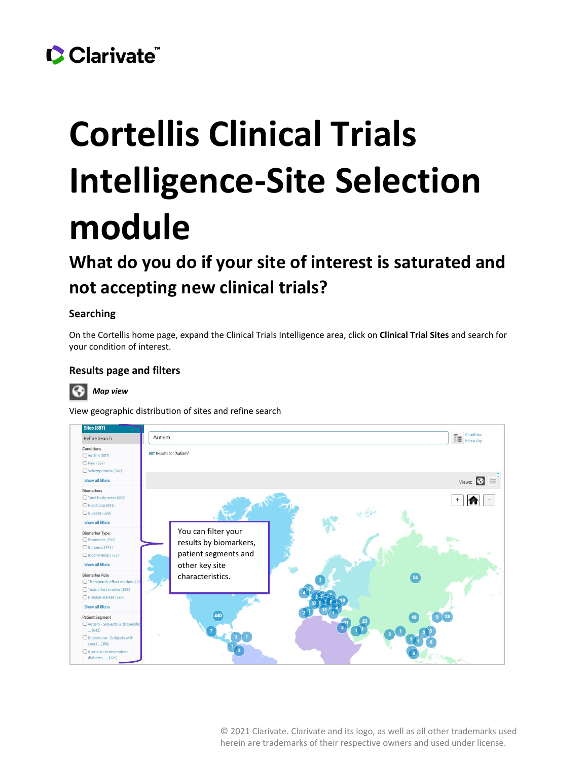# Cortellis Clinical Trials Intelligence-Site Selection module

## What do you do if your site of interest is saturated and not accepting new clinical trials?

### Searching

On the Cortellis home page, expand the Clinical Trials Intelligence area, click on **Clinical Trial Sites** and search for your condition of interest.

### Results page and filters

***Map view***

View geographic distribution of sites and refine search

You can filter your results by biomarkers, patient segments and other key site characteristics.

© 2021 Clarivate. Clarivate and its logo, as well as all other trademarks used herein are trademarks of their respective owners and used under license.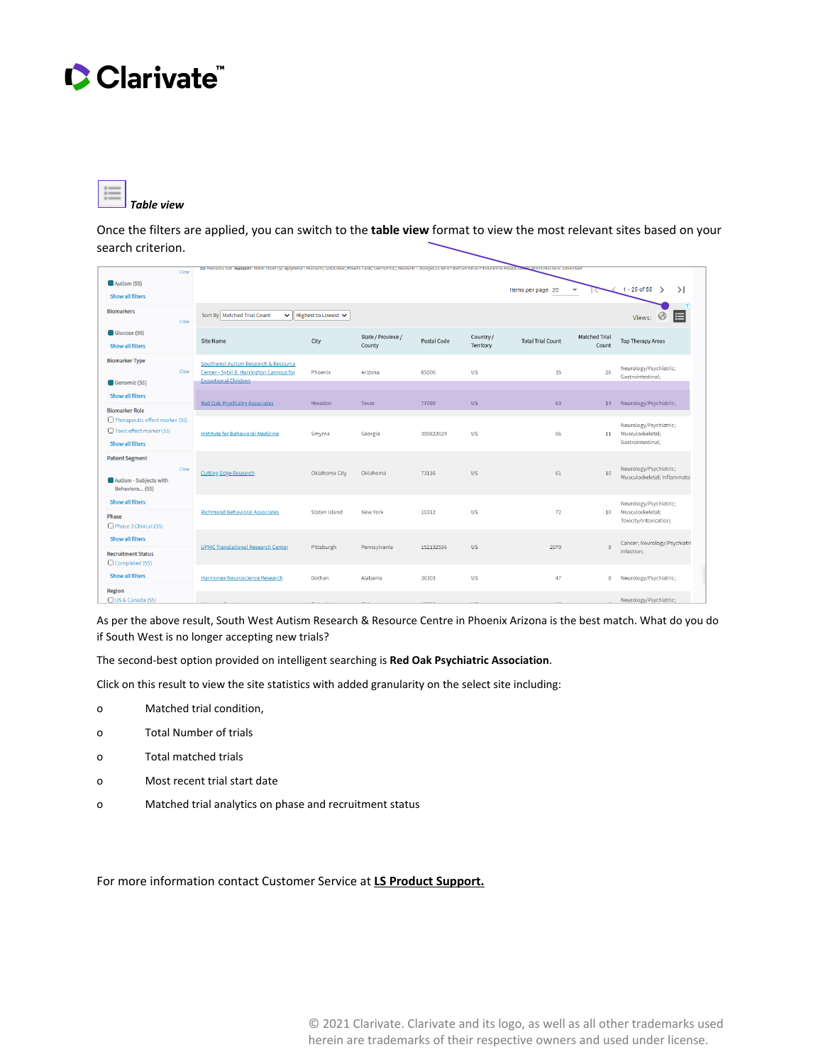***Table view***

Once the filters are applied, you can switch to the **table view** format to view the most relevant sites based on your search criterion.

As per the above result, South West Autism Research & Resource Centre in Phoenix Arizona is the best match. What do you do if South West is no longer accepting new trials?

The second-best option provided on intelligent searching is **Red Oak Psychiatric Association**.

Click on this result to view the site statistics with added granularity on the select site including:

- Matched trial condition,
- Total Number of trials
- Total matched trials
- Most recent trial start date
- Matched trial analytics on phase and recruitment status

For more information contact Customer Service at **LS Product Support.**